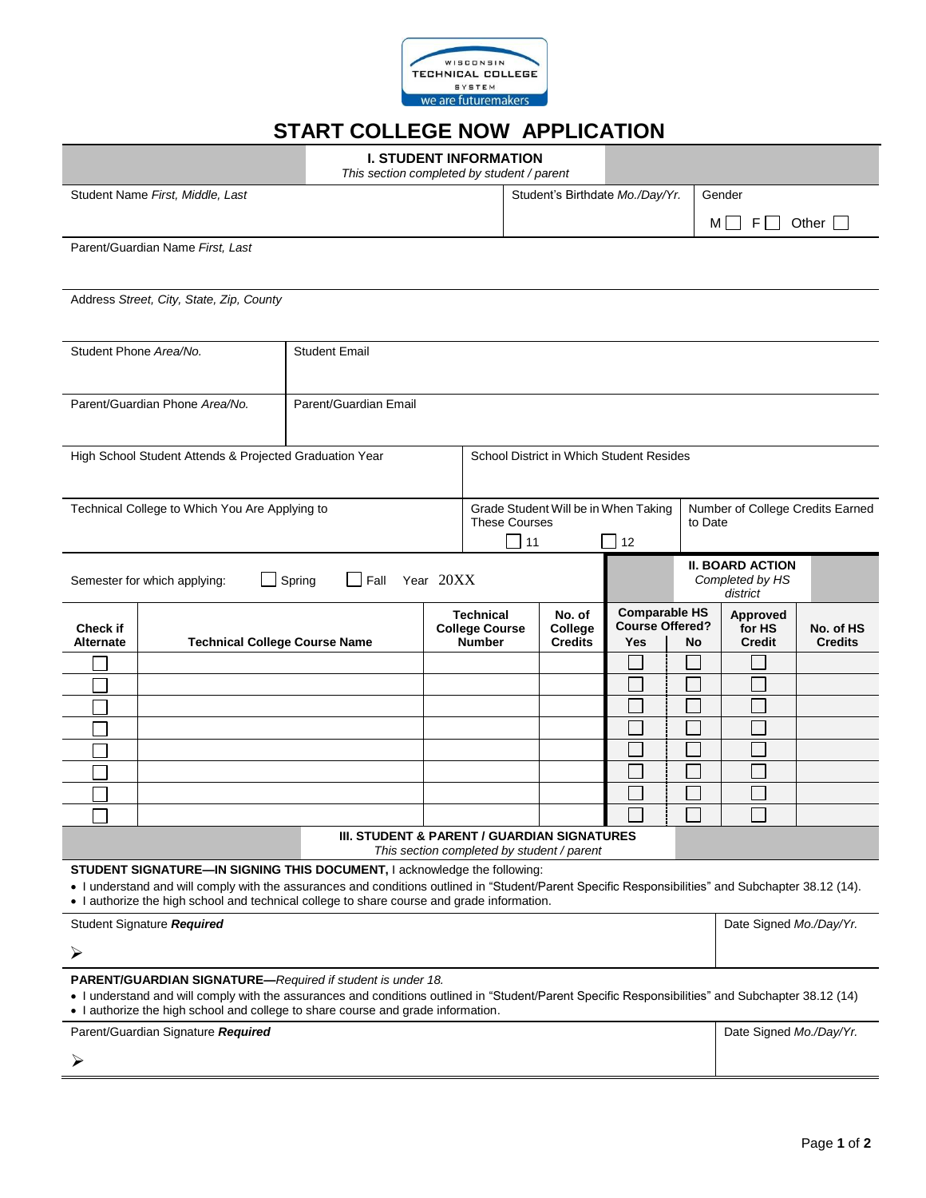WISCONSIN TECHNICAL COLLEGE SYSTEM
we are futuremakers

# START COLLEGE NOW APPLICATION

## I. STUDENT INFORMATION

*This section completed by student / parent*

| Student Name *First, Middle, Last* | Student's Birthdate *Mo./Day/Yr.* | Gender<br>M ☐ F ☐ Other ☐ |
|---|---|---|

Parent/Guardian Name *First, Last*

Address *Street, City, State, Zip, County*

| Student Phone *Area/No.* | Student Email |
|---|---|
| Parent/Guardian Phone *Area/No.* | Parent/Guardian Email |

| High School Student Attends & Projected Graduation Year | School District in Which Student Resides | |
|---|---|---|
| Technical College to Which You Are Applying to | Grade Student Will be in When Taking These Courses<br>☐ 11 ☐ 12 | Number of College Credits Earned to Date |

Semester for which applying: ☐ Spring ☐ Fall Year 20XX

## II. BOARD ACTION

*Completed by HS district*

| Check if Alternate | Technical College Course Name | Technical College Course Number | No. of College Credits | Comparable HS Course Offered? Yes | No | Approved for HS Credit | No. of HS Credits |
|---|---|---|---|---|---|---|---|
| ☐ | | | | ☐ | ☐ | ☐ | |
| ☐ | | | | ☐ | ☐ | ☐ | |
| ☐ | | | | ☐ | ☐ | ☐ | |
| ☐ | | | | ☐ | ☐ | ☐ | |
| ☐ | | | | ☐ | ☐ | ☐ | |
| ☐ | | | | ☐ | ☐ | ☐ | |
| ☐ | | | | ☐ | ☐ | ☐ | |
| ☐ | | | | ☐ | ☐ | ☐ | |

## III. STUDENT & PARENT / GUARDIAN SIGNATURES

*This section completed by student / parent*

**STUDENT SIGNATURE—IN SIGNING THIS DOCUMENT,** I acknowledge the following:

- I understand and will comply with the assurances and conditions outlined in "Student/Parent Specific Responsibilities" and Subchapter 38.12 (14).
- I authorize the high school and technical college to share course and grade information.

| Student Signature ***Required***<br>➢ | Date Signed *Mo./Day/Yr.* |
|---|---|

**PARENT/GUARDIAN SIGNATURE—***Required if student is under 18.*

- I understand and will comply with the assurances and conditions outlined in "Student/Parent Specific Responsibilities" and Subchapter 38.12 (14)
- I authorize the high school and college to share course and grade information.

| Parent/Guardian Signature ***Required***<br>➢ | Date Signed *Mo./Day/Yr.* |
|---|---|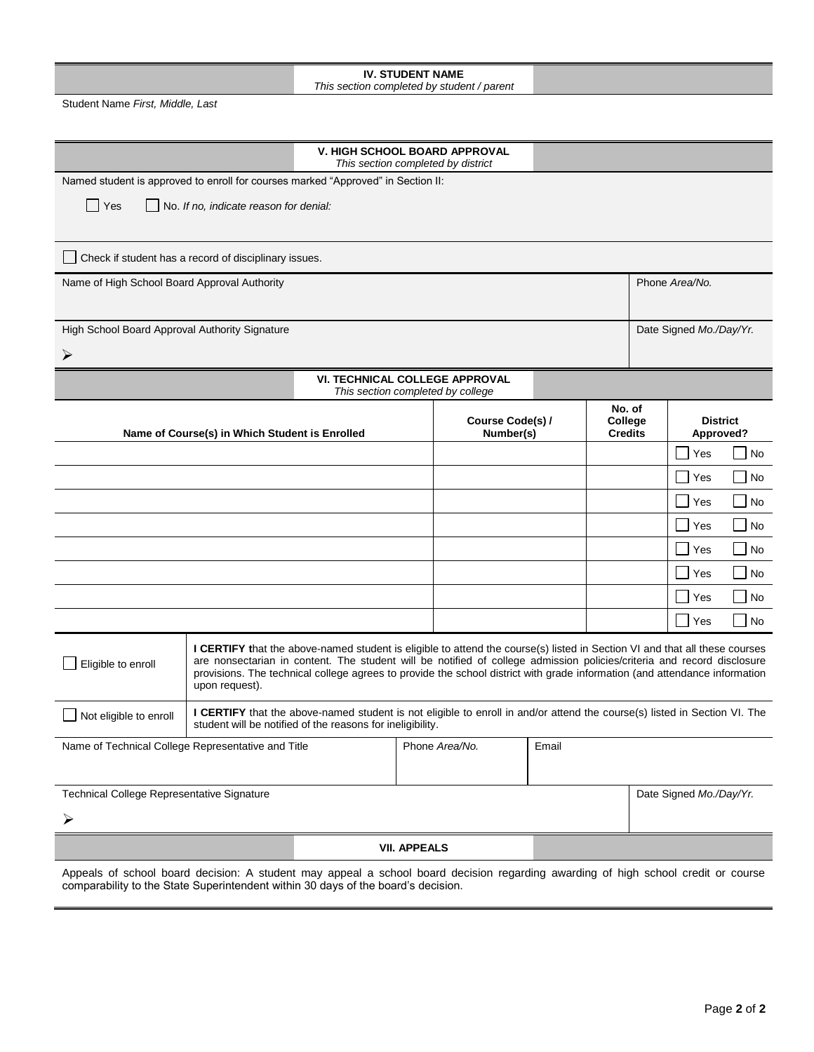## IV. STUDENT NAME

*This section completed by student / parent*

Student Name *First, Middle, Last*

## V. HIGH SCHOOL BOARD APPROVAL

*This section completed by district*

Named student is approved to enroll for courses marked "Approved" in Section II:

☐ Yes ☐ No. *If no, indicate reason for denial:*

☐ Check if student has a record of disciplinary issues.

| Name of High School Board Approval Authority | Phone *Area/No.* |
|---|---|
| | |

| High School Board Approval Authority Signature | Date Signed *Mo./Day/Yr.* |
|---|---|
| ➢ | |

## VI. TECHNICAL COLLEGE APPROVAL

*This section completed by college*

| Name of Course(s) in Which Student is Enrolled | Course Code(s) / Number(s) | No. of College Credits | District Approved? |
|---|---|---|---|
| | | | ☐ Yes ☐ No |
| | | | ☐ Yes ☐ No |
| | | | ☐ Yes ☐ No |
| | | | ☐ Yes ☐ No |
| | | | ☐ Yes ☐ No |
| | | | ☐ Yes ☐ No |
| | | | ☐ Yes ☐ No |
| | | | ☐ Yes ☐ No |

| | |
|---|---|
| ☐ Eligible to enroll | **I CERTIFY t**hat the above-named student is eligible to attend the course(s) listed in Section VI and that all these courses are nonsectarian in content. The student will be notified of college admission policies/criteria and record disclosure provisions. The technical college agrees to provide the school district with grade information (and attendance information upon request). |
| ☐ Not eligible to enroll | **I CERTIFY** that the above-named student is not eligible to enroll in and/or attend the course(s) listed in Section VI. The student will be notified of the reasons for ineligibility. |

| Name of Technical College Representative and Title | Phone *Area/No.* | Email |
|---|---|---|
| | | |

| Technical College Representative Signature | Date Signed *Mo./Day/Yr.* |
|---|---|
| ➢ | |

## VII. APPEALS

Appeals of school board decision: A student may appeal a school board decision regarding awarding of high school credit or course comparability to the State Superintendent within 30 days of the board's decision.